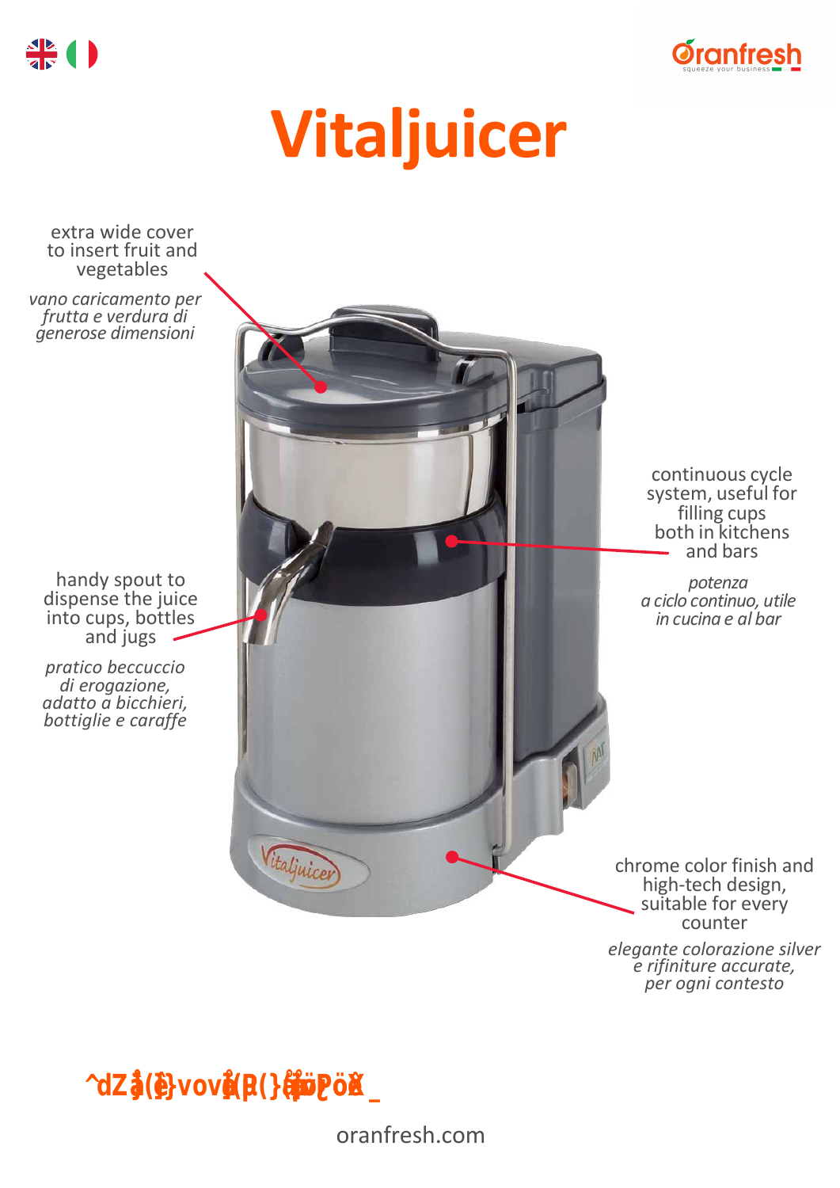# Vitaljuicer

extra wide cover to insert fruit and vegetables

*vano caricamento per frutta e verdura di generose dimensioni*

continuous cycle system, useful for filling cups both in kitchens and bars

*potenza a ciclo continuo, utile in cucina e al bar*

handy spout to dispense the juice into cups, bottles and jugs

*pratico beccuccio di erogazione, adatto a bicchieri, bottiglie e caraffe*

chrome color finish and high-tech design, suitable for every counter

*elegante colorazione silver e rifiniture accurate, per ogni contesto*

oranfresh.com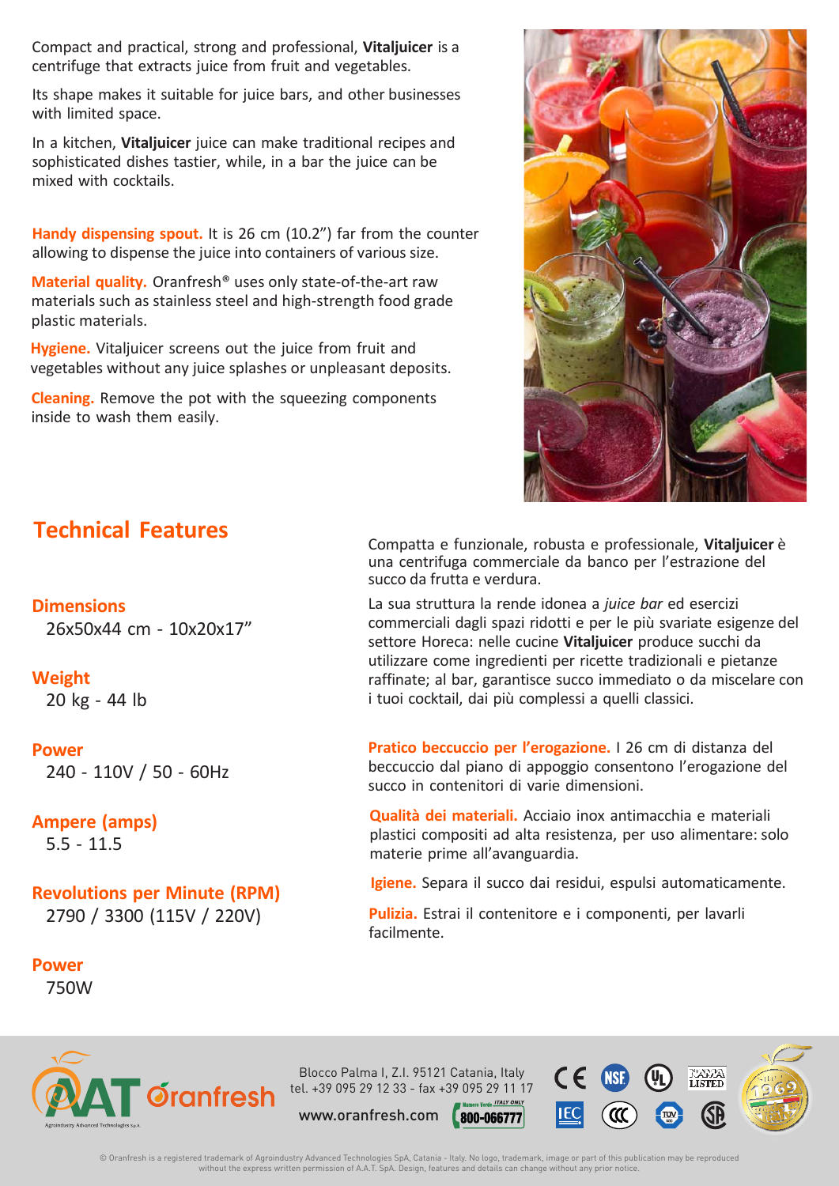Compact and practical, strong and professional, **Vitaljuicer** is a centrifuge that extracts juice from fruit and vegetables.

Its shape makes it suitable for juice bars, and other businesses with limited space.

In a kitchen, **Vitaljuicer** juice can make traditional recipes and sophisticated dishes tastier, while, in a bar the juice can be mixed with cocktails.

**Handy dispensing spout.** It is 26 cm (10.2") far from the counter allowing to dispense the juice into containers of various size.

**Material quality.** Oranfresh® uses only state-of-the-art raw materials such as stainless steel and high-strength food grade plastic materials.

**Hygiene.** Vitaljuicer screens out the juice from fruit and vegetables without any juice splashes or unpleasant deposits.

**Cleaning.** Remove the pot with the squeezing components inside to wash them easily.

## Technical Features

**Dimensions**
26x50x44 cm - 10x20x17"

**Weight**
20 kg - 44 lb

**Power**
240 - 110V / 50 - 60Hz

**Ampere (amps)**
5.5 - 11.5

**Revolutions per Minute (RPM)**
2790 / 3300 (115V / 220V)

**Power**
750W

Compatta e funzionale, robusta e professionale, **Vitaljuicer** è una centrifuga commerciale da banco per l'estrazione del succo da frutta e verdura.

La sua struttura la rende idonea a *juice bar* ed esercizi commerciali dagli spazi ridotti e per le più svariate esigenze del settore Horeca: nelle cucine **Vitaljuicer** produce succhi da utilizzare come ingredienti per ricette tradizionali e pietanze raffinate; al bar, garantisce succo immediato o da miscelare con i tuoi cocktail, dai più complessi a quelli classici.

**Pratico beccuccio per l'erogazione.** I 26 cm di distanza del beccuccio dal piano di appoggio consentono l'erogazione del succo in contenitori di varie dimensioni.

**Qualità dei materiali.** Acciaio inox antimacchia e materiali plastici compositi ad alta resistenza, per uso alimentare: solo materie prime all'avanguardia.

**Igiene.** Separa il succo dai residui, espulsi automaticamente.

**Pulizia.** Estrai il contenitore e i componenti, per lavarli facilmente.

AAT Oranfresh – Agroindustry Advanced Technologies S.p.A.

Blocco Palma I, Z.I. 95121 Catania, Italy
tel. +39 095 29 12 33 - fax +39 095 29 11 17

www.oranfresh.com

Numero Verde ITALY ONLY 800-066777

1969

© Oranfresh is a registered trademark of Agroindustry Advanced Technologies SpA, Catania - Italy. No logo, trademark, image or part of this publication may be reproduced without the express written permission of A.A.T. SpA. Design, features and details can change without any prior notice.